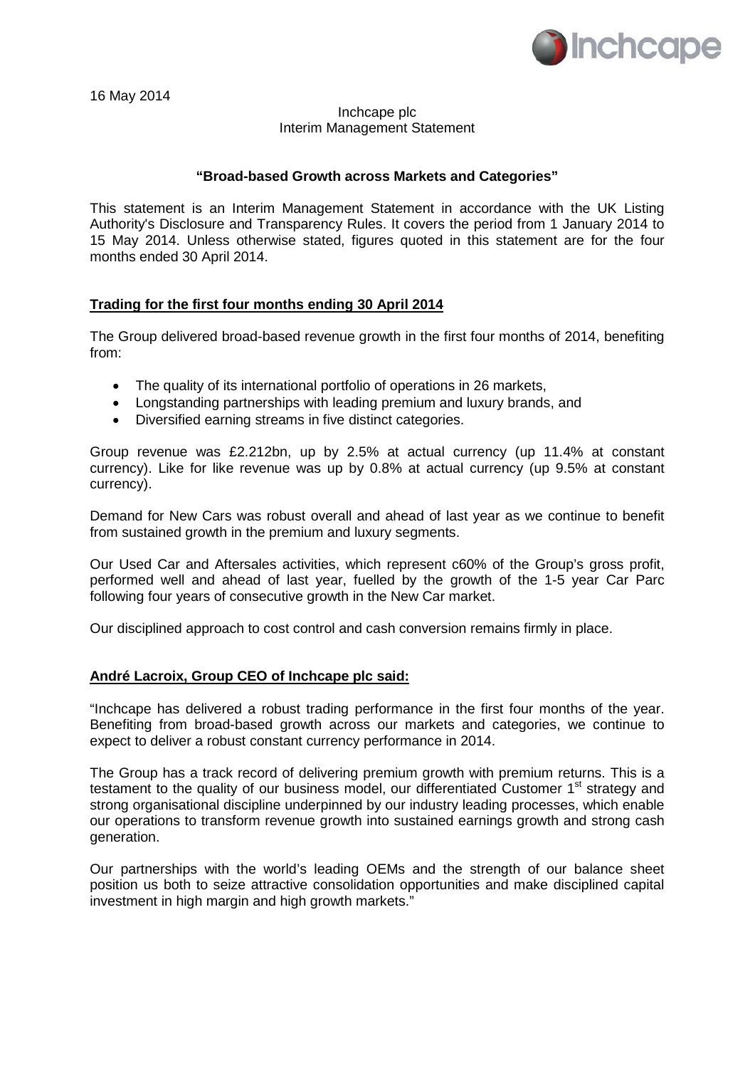16 May 2014

Inchcape plc
Interim Management Statement

**"Broad-based Growth across Markets and Categories"**

This statement is an Interim Management Statement in accordance with the UK Listing Authority's Disclosure and Transparency Rules. It covers the period from 1 January 2014 to 15 May 2014. Unless otherwise stated, figures quoted in this statement are for the four months ended 30 April 2014.

## Trading for the first four months ending 30 April 2014

The Group delivered broad-based revenue growth in the first four months of 2014, benefiting from:

- The quality of its international portfolio of operations in 26 markets,
- Longstanding partnerships with leading premium and luxury brands, and
- Diversified earning streams in five distinct categories.

Group revenue was £2.212bn, up by 2.5% at actual currency (up 11.4% at constant currency). Like for like revenue was up by 0.8% at actual currency (up 9.5% at constant currency).

Demand for New Cars was robust overall and ahead of last year as we continue to benefit from sustained growth in the premium and luxury segments.

Our Used Car and Aftersales activities, which represent c60% of the Group's gross profit, performed well and ahead of last year, fuelled by the growth of the 1-5 year Car Parc following four years of consecutive growth in the New Car market.

Our disciplined approach to cost control and cash conversion remains firmly in place.

## André Lacroix, Group CEO of Inchcape plc said:

"Inchcape has delivered a robust trading performance in the first four months of the year. Benefiting from broad-based growth across our markets and categories, we continue to expect to deliver a robust constant currency performance in 2014.

The Group has a track record of delivering premium growth with premium returns. This is a testament to the quality of our business model, our differentiated Customer 1st strategy and strong organisational discipline underpinned by our industry leading processes, which enable our operations to transform revenue growth into sustained earnings growth and strong cash generation.

Our partnerships with the world's leading OEMs and the strength of our balance sheet position us both to seize attractive consolidation opportunities and make disciplined capital investment in high margin and high growth markets."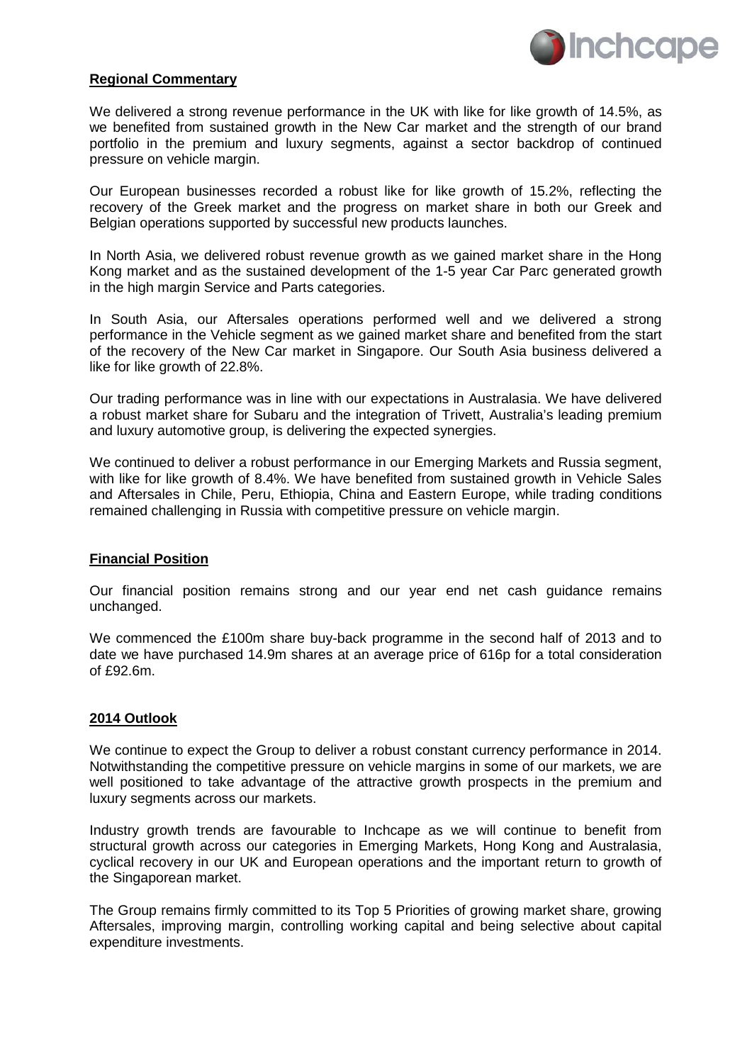## Regional Commentary

We delivered a strong revenue performance in the UK with like for like growth of 14.5%, as we benefited from sustained growth in the New Car market and the strength of our brand portfolio in the premium and luxury segments, against a sector backdrop of continued pressure on vehicle margin.

Our European businesses recorded a robust like for like growth of 15.2%, reflecting the recovery of the Greek market and the progress on market share in both our Greek and Belgian operations supported by successful new products launches.

In North Asia, we delivered robust revenue growth as we gained market share in the Hong Kong market and as the sustained development of the 1-5 year Car Parc generated growth in the high margin Service and Parts categories.

In South Asia, our Aftersales operations performed well and we delivered a strong performance in the Vehicle segment as we gained market share and benefited from the start of the recovery of the New Car market in Singapore. Our South Asia business delivered a like for like growth of 22.8%.

Our trading performance was in line with our expectations in Australasia. We have delivered a robust market share for Subaru and the integration of Trivett, Australia's leading premium and luxury automotive group, is delivering the expected synergies.

We continued to deliver a robust performance in our Emerging Markets and Russia segment, with like for like growth of 8.4%. We have benefited from sustained growth in Vehicle Sales and Aftersales in Chile, Peru, Ethiopia, China and Eastern Europe, while trading conditions remained challenging in Russia with competitive pressure on vehicle margin.

## Financial Position

Our financial position remains strong and our year end net cash guidance remains unchanged.

We commenced the £100m share buy-back programme in the second half of 2013 and to date we have purchased 14.9m shares at an average price of 616p for a total consideration of £92.6m.

## 2014 Outlook

We continue to expect the Group to deliver a robust constant currency performance in 2014. Notwithstanding the competitive pressure on vehicle margins in some of our markets, we are well positioned to take advantage of the attractive growth prospects in the premium and luxury segments across our markets.

Industry growth trends are favourable to Inchcape as we will continue to benefit from structural growth across our categories in Emerging Markets, Hong Kong and Australasia, cyclical recovery in our UK and European operations and the important return to growth of the Singaporean market.

The Group remains firmly committed to its Top 5 Priorities of growing market share, growing Aftersales, improving margin, controlling working capital and being selective about capital expenditure investments.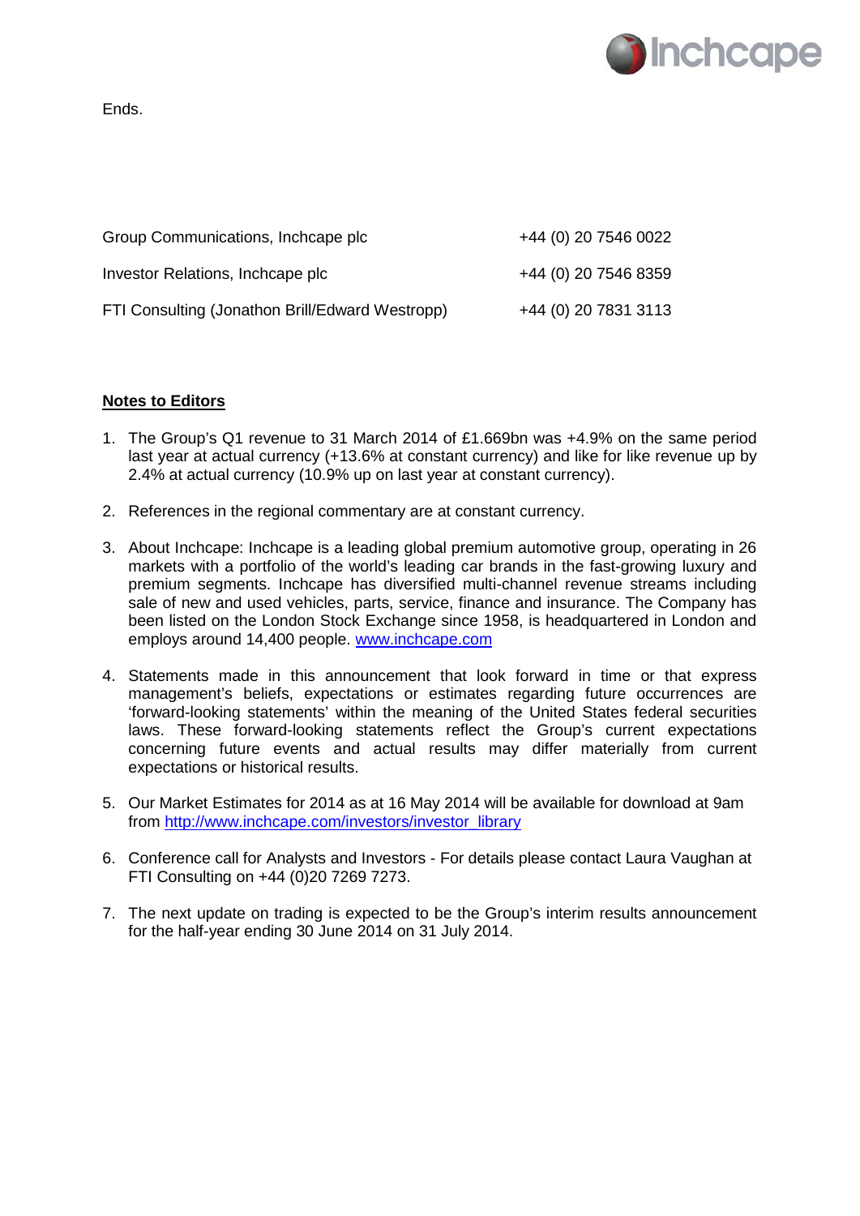Ends.

| | |
|---|---|
| Group Communications, Inchcape plc | +44 (0) 20 7546 0022 |
| Investor Relations, Inchcape plc | +44 (0) 20 7546 8359 |
| FTI Consulting (Jonathon Brill/Edward Westropp) | +44 (0) 20 7831 3113 |

**Notes to Editors**

1. The Group's Q1 revenue to 31 March 2014 of £1.669bn was +4.9% on the same period last year at actual currency (+13.6% at constant currency) and like for like revenue up by 2.4% at actual currency (10.9% up on last year at constant currency).

2. References in the regional commentary are at constant currency.

3. About Inchcape: Inchcape is a leading global premium automotive group, operating in 26 markets with a portfolio of the world's leading car brands in the fast-growing luxury and premium segments. Inchcape has diversified multi-channel revenue streams including sale of new and used vehicles, parts, service, finance and insurance. The Company has been listed on the London Stock Exchange since 1958, is headquartered in London and employs around 14,400 people. www.inchcape.com

4. Statements made in this announcement that look forward in time or that express management's beliefs, expectations or estimates regarding future occurrences are 'forward-looking statements' within the meaning of the United States federal securities laws. These forward-looking statements reflect the Group's current expectations concerning future events and actual results may differ materially from current expectations or historical results.

5. Our Market Estimates for 2014 as at 16 May 2014 will be available for download at 9am from http://www.inchcape.com/investors/investor_library

6. Conference call for Analysts and Investors - For details please contact Laura Vaughan at FTI Consulting on +44 (0)20 7269 7273.

7. The next update on trading is expected to be the Group's interim results announcement for the half-year ending 30 June 2014 on 31 July 2014.